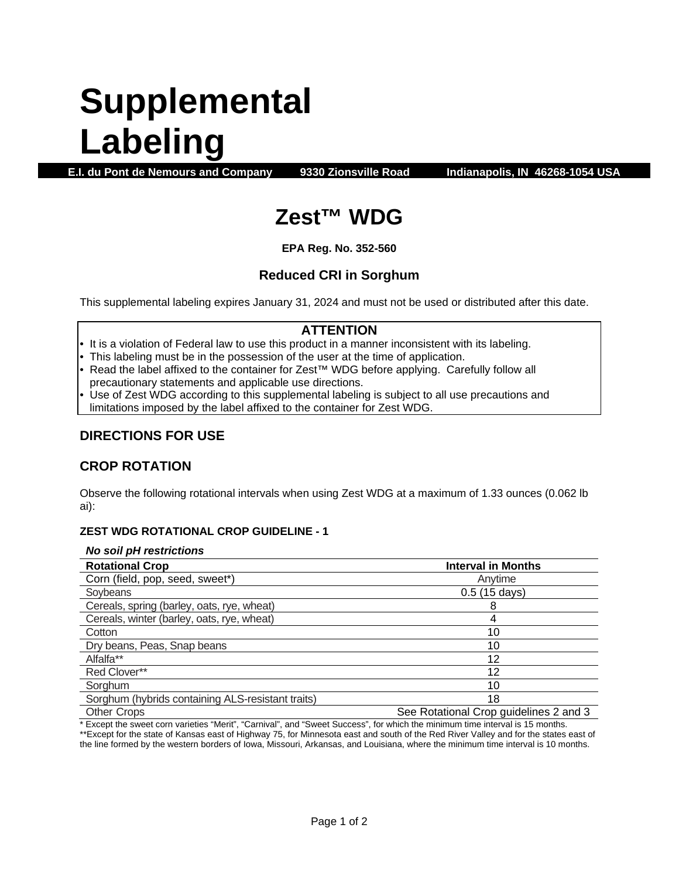# Supplemental Labeling

**E.I. du Pont de Nemours and Company 9330 Zionsville Road Indianapolis, IN 46268-1054 USA**

## Zest™ WDG

**EPA Reg. No. 352-560**

### Reduced CRI in Sorghum

This supplemental labeling expires January 31, 2024 and must not be used or distributed after this date.

**ATTENTION**

- It is a violation of Federal law to use this product in a manner inconsistent with its labeling.
- This labeling must be in the possession of the user at the time of application.
- Read the label affixed to the container for Zest™ WDG before applying. Carefully follow all precautionary statements and applicable use directions.
- Use of Zest WDG according to this supplemental labeling is subject to all use precautions and limitations imposed by the label affixed to the container for Zest WDG.

### DIRECTIONS FOR USE

### CROP ROTATION

Observe the following rotational intervals when using Zest WDG at a maximum of 1.33 ounces (0.062 lb ai):

**ZEST WDG ROTATIONAL CROP GUIDELINE - 1**

***No soil pH restrictions***

| Rotational Crop | Interval in Months |
|---|---|
| Corn (field, pop, seed, sweet*) | Anytime |
| Soybeans | 0.5 (15 days) |
| Cereals, spring (barley, oats, rye, wheat) | 8 |
| Cereals, winter (barley, oats, rye, wheat) | 4 |
| Cotton | 10 |
| Dry beans, Peas, Snap beans | 10 |
| Alfalfa** | 12 |
| Red Clover** | 12 |
| Sorghum | 10 |
| Sorghum (hybrids containing ALS-resistant traits) | 18 |
| Other Crops | See Rotational Crop guidelines 2 and 3 |

\* Except the sweet corn varieties "Merit", "Carnival", and "Sweet Success", for which the minimum time interval is 15 months.

\*\*Except for the state of Kansas east of Highway 75, for Minnesota east and south of the Red River Valley and for the states east of the line formed by the western borders of Iowa, Missouri, Arkansas, and Louisiana, where the minimum time interval is 10 months.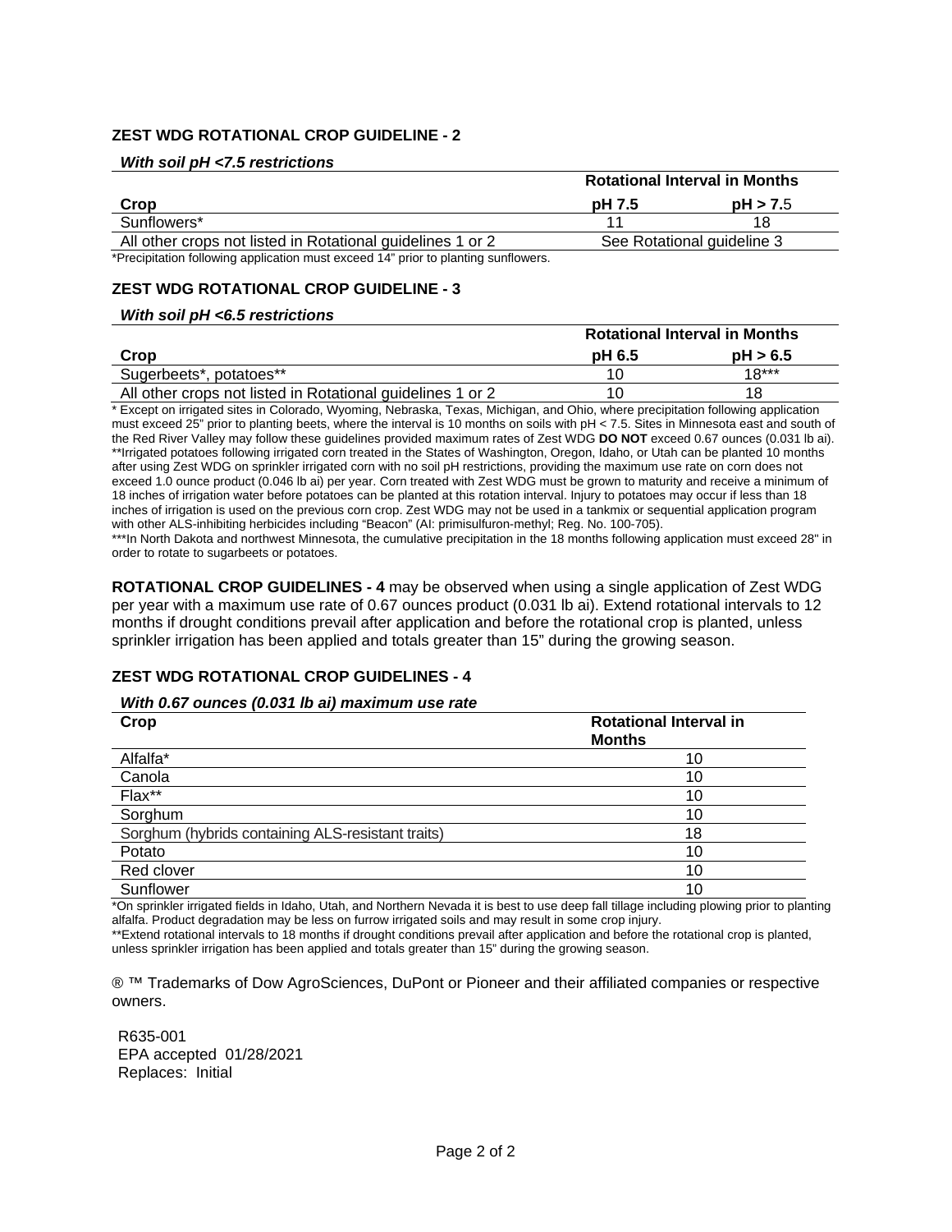### ZEST WDG ROTATIONAL CROP GUIDELINE - 2

***With soil pH <7.5 restrictions***

| | Rotational Interval in Months | |
|---|---|---|
| **Crop** | **pH 7.5** | **pH > 7.5** |
| Sunflowers* | 11 | 18 |
| All other crops not listed in Rotational guidelines 1 or 2 | See Rotational guideline 3 | |

*Precipitation following application must exceed 14" prior to planting sunflowers.

### ZEST WDG ROTATIONAL CROP GUIDELINE - 3

***With soil pH <6.5 restrictions***

| | Rotational Interval in Months | |
|---|---|---|
| **Crop** | **pH 6.5** | **pH > 6.5** |
| Sugerbeets*, potatoes** | 10 | 18*** |
| All other crops not listed in Rotational guidelines 1 or 2 | 10 | 18 |

* Except on irrigated sites in Colorado, Wyoming, Nebraska, Texas, Michigan, and Ohio, where precipitation following application must exceed 25" prior to planting beets, where the interval is 10 months on soils with pH < 7.5. Sites in Minnesota east and south of the Red River Valley may follow these guidelines provided maximum rates of Zest WDG **DO NOT** exceed 0.67 ounces (0.031 lb ai).
**Irrigated potatoes following irrigated corn treated in the States of Washington, Oregon, Idaho, or Utah can be planted 10 months after using Zest WDG on sprinkler irrigated corn with no soil pH restrictions, providing the maximum use rate on corn does not exceed 1.0 ounce product (0.046 lb ai) per year. Corn treated with Zest WDG must be grown to maturity and receive a minimum of 18 inches of irrigation water before potatoes can be planted at this rotation interval. Injury to potatoes may occur if less than 18 inches of irrigation is used on the previous corn crop. Zest WDG may not be used in a tankmix or sequential application program with other ALS-inhibiting herbicides including "Beacon" (AI: primisulfuron-methyl; Reg. No. 100-705).
***In North Dakota and northwest Minnesota, the cumulative precipitation in the 18 months following application must exceed 28" in order to rotate to sugarbeets or potatoes.

**ROTATIONAL CROP GUIDELINES - 4** may be observed when using a single application of Zest WDG per year with a maximum use rate of 0.67 ounces product (0.031 lb ai). Extend rotational intervals to 12 months if drought conditions prevail after application and before the rotational crop is planted, unless sprinkler irrigation has been applied and totals greater than 15" during the growing season.

### ZEST WDG ROTATIONAL CROP GUIDELINES - 4

***With 0.67 ounces (0.031 lb ai) maximum use rate***

| Crop | Rotational Interval in Months |
|---|---|
| Alfalfa* | 10 |
| Canola | 10 |
| Flax** | 10 |
| Sorghum | 10 |
| Sorghum (hybrids containing ALS-resistant traits) | 18 |
| Potato | 10 |
| Red clover | 10 |
| Sunflower | 10 |

*On sprinkler irrigated fields in Idaho, Utah, and Northern Nevada it is best to use deep fall tillage including plowing prior to planting alfalfa. Product degradation may be less on furrow irrigated soils and may result in some crop injury.
**Extend rotational intervals to 18 months if drought conditions prevail after application and before the rotational crop is planted, unless sprinkler irrigation has been applied and totals greater than 15" during the growing season.

® ™ Trademarks of Dow AgroSciences, DuPont or Pioneer and their affiliated companies or respective owners.

R635-001
EPA accepted 01/28/2021
Replaces: Initial